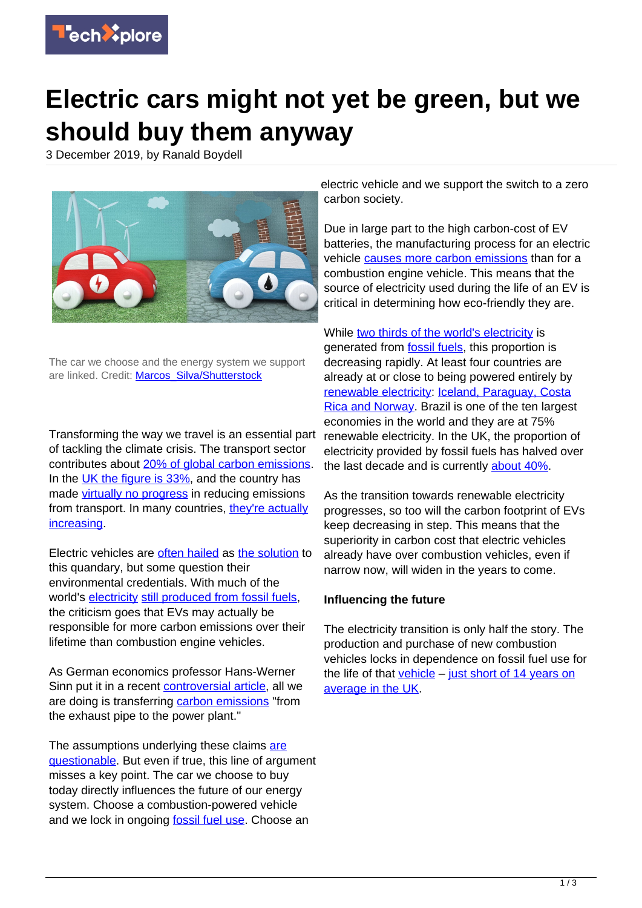# Electric cars might not yet be green, but we should buy them anyway

3 December 2019, by Ranald Boydell

The car we choose and the energy system we support are linked. Credit: Marcos_Silva/Shutterstock

Transforming the way we travel is an essential part of tackling the climate crisis. The transport sector contributes about 20% of global carbon emissions. In the UK the figure is 33%, and the country has made virtually no progress in reducing emissions from transport. In many countries, they're actually increasing.

Electric vehicles are often hailed as the solution to this quandary, but some question their environmental credentials. With much of the world's electricity still produced from fossil fuels, the criticism goes that EVs may actually be responsible for more carbon emissions over their lifetime than combustion engine vehicles.

As German economics professor Hans-Werner Sinn put it in a recent controversial article, all we are doing is transferring carbon emissions "from the exhaust pipe to the power plant."

The assumptions underlying these claims are questionable. But even if true, this line of argument misses a key point. The car we choose to buy today directly influences the future of our energy system. Choose a combustion-powered vehicle and we lock in ongoing fossil fuel use. Choose an electric vehicle and we support the switch to a zero carbon society.

Due in large part to the high carbon-cost of EV batteries, the manufacturing process for an electric vehicle causes more carbon emissions than for a combustion engine vehicle. This means that the source of electricity used during the life of an EV is critical in determining how eco-friendly they are.

While two thirds of the world's electricity is generated from fossil fuels, this proportion is decreasing rapidly. At least four countries are already at or close to being powered entirely by renewable electricity: Iceland, Paraguay, Costa Rica and Norway. Brazil is one of the ten largest economies in the world and they are at 75% renewable electricity. In the UK, the proportion of electricity provided by fossil fuels has halved over the last decade and is currently about 40%.

As the transition towards renewable electricity progresses, so too will the carbon footprint of EVs keep decreasing in step. This means that the superiority in carbon cost that electric vehicles already have over combustion vehicles, even if narrow now, will widen in the years to come.

### Influencing the future

The electricity transition is only half the story. The production and purchase of new combustion vehicles locks in dependence on fossil fuel use for the life of that vehicle – just short of 14 years on average in the UK.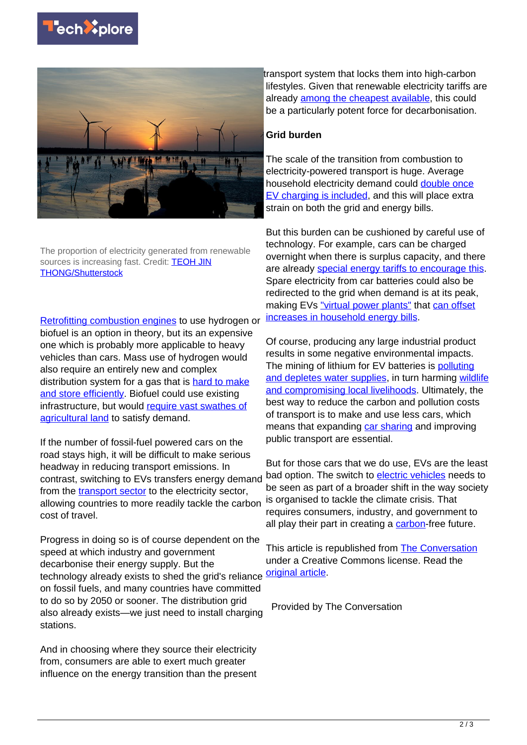The proportion of electricity generated from renewable sources is increasing fast. Credit: TEOH JIN THONG/Shutterstock

Retrofitting combustion engines to use hydrogen or biofuel is an option in theory, but its an expensive one which is probably more applicable to heavy vehicles than cars. Mass use of hydrogen would also require an entirely new and complex distribution system for a gas that is hard to make and store efficiently. Biofuel could use existing infrastructure, but would require vast swathes of agricultural land to satisfy demand.

If the number of fossil-fuel powered cars on the road stays high, it will be difficult to make serious headway in reducing transport emissions. In contrast, switching to EVs transfers energy demand from the transport sector to the electricity sector, allowing countries to more readily tackle the carbon cost of travel.

Progress in doing so is of course dependent on the speed at which industry and government decarbonise their energy supply. But the technology already exists to shed the grid's reliance on fossil fuels, and many countries have committed to do so by 2050 or sooner. The distribution grid also already exists—we just need to install charging stations.

And in choosing where they source their electricity from, consumers are able to exert much greater influence on the energy transition than the present transport system that locks them into high-carbon lifestyles. Given that renewable electricity tariffs are already among the cheapest available, this could be a particularly potent force for decarbonisation.

**Grid burden**

The scale of the transition from combustion to electricity-powered transport is huge. Average household electricity demand could double once EV charging is included, and this will place extra strain on both the grid and energy bills.

But this burden can be cushioned by careful use of technology. For example, cars can be charged overnight when there is surplus capacity, and there are already special energy tariffs to encourage this. Spare electricity from car batteries could also be redirected to the grid when demand is at its peak, making EVs "virtual power plants" that can offset increases in household energy bills.

Of course, producing any large industrial product results in some negative environmental impacts. The mining of lithium for EV batteries is polluting and depletes water supplies, in turn harming wildlife and compromising local livelihoods. Ultimately, the best way to reduce the carbon and pollution costs of transport is to make and use less cars, which means that expanding car sharing and improving public transport are essential.

But for those cars that we do use, EVs are the least bad option. The switch to electric vehicles needs to be seen as part of a broader shift in the way society is organised to tackle the climate crisis. That requires consumers, industry, and government to all play their part in creating a carbon-free future.

This article is republished from The Conversation under a Creative Commons license. Read the original article.

Provided by The Conversation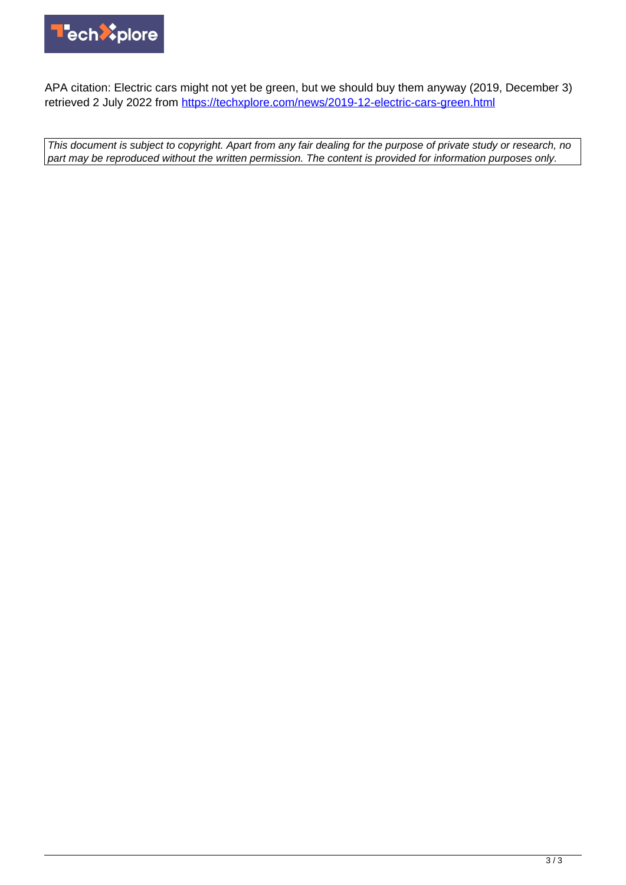APA citation: Electric cars might not yet be green, but we should buy them anyway (2019, December 3) retrieved 2 July 2022 from https://techxplore.com/news/2019-12-electric-cars-green.html

*This document is subject to copyright. Apart from any fair dealing for the purpose of private study or research, no part may be reproduced without the written permission. The content is provided for information purposes only.*